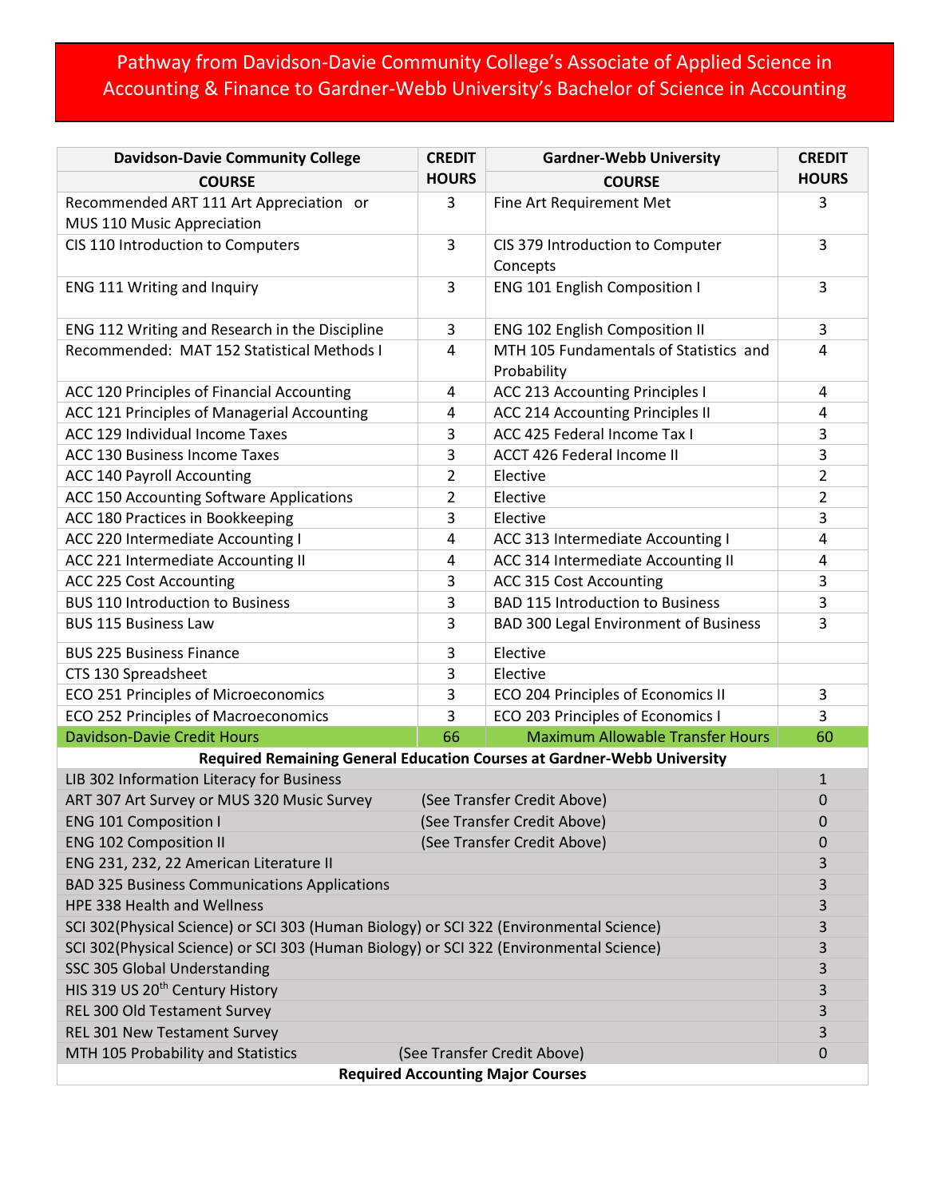# Pathway from Davidson-Davie Community College's Associate of Applied Science in Accounting & Finance to Gardner-Webb University's Bachelor of Science in Accounting

| Davidson-Davie Community College COURSE | CREDIT HOURS | Gardner-Webb University COURSE | CREDIT HOURS |
|---|---|---|---|
| Recommended ART 111 Art Appreciation or MUS 110 Music Appreciation | 3 | Fine Art Requirement Met | 3 |
| CIS 110 Introduction to Computers | 3 | CIS 379 Introduction to Computer Concepts | 3 |
| ENG 111 Writing and Inquiry | 3 | ENG 101 English Composition I | 3 |
| ENG 112 Writing and Research in the Discipline | 3 | ENG 102 English Composition II | 3 |
| Recommended: MAT 152 Statistical Methods I | 4 | MTH 105 Fundamentals of Statistics and Probability | 4 |
| ACC 120 Principles of Financial Accounting | 4 | ACC 213 Accounting Principles I | 4 |
| ACC 121 Principles of Managerial Accounting | 4 | ACC 214 Accounting Principles II | 4 |
| ACC 129 Individual Income Taxes | 3 | ACC 425 Federal Income Tax I | 3 |
| ACC 130 Business Income Taxes | 3 | ACCT 426 Federal Income II | 3 |
| ACC 140 Payroll Accounting | 2 | Elective | 2 |
| ACC 150 Accounting Software Applications | 2 | Elective | 2 |
| ACC 180 Practices in Bookkeeping | 3 | Elective | 3 |
| ACC 220 Intermediate Accounting I | 4 | ACC 313 Intermediate Accounting I | 4 |
| ACC 221 Intermediate Accounting II | 4 | ACC 314 Intermediate Accounting II | 4 |
| ACC 225 Cost Accounting | 3 | ACC 315 Cost Accounting | 3 |
| BUS 110 Introduction to Business | 3 | BAD 115 Introduction to Business | 3 |
| BUS 115 Business Law | 3 | BAD 300 Legal Environment of Business | 3 |
| BUS 225 Business Finance | 3 | Elective | |
| CTS 130 Spreadsheet | 3 | Elective | |
| ECO 251 Principles of Microeconomics | 3 | ECO 204 Principles of Economics II | 3 |
| ECO 252 Principles of Macroeconomics | 3 | ECO 203 Principles of Economics I | 3 |
| Davidson-Davie Credit Hours | 66 | Maximum Allowable Transfer Hours | 60 |

**Required Remaining General Education Courses at Gardner-Webb University**

| Course | | Credit Hours |
|---|---|---|
| LIB 302 Information Literacy for Business | | 1 |
| ART 307 Art Survey or MUS 320 Music Survey | (See Transfer Credit Above) | 0 |
| ENG 101 Composition I | (See Transfer Credit Above) | 0 |
| ENG 102 Composition II | (See Transfer Credit Above) | 0 |
| ENG 231, 232, 22 American Literature II | | 3 |
| BAD 325 Business Communications Applications | | 3 |
| HPE 338 Health and Wellness | | 3 |
| SCI 302(Physical Science) or SCI 303 (Human Biology) or SCI 322 (Environmental Science) | | 3 |
| SCI 302(Physical Science) or SCI 303 (Human Biology) or SCI 322 (Environmental Science) | | 3 |
| SSC 305 Global Understanding | | 3 |
| HIS 319 US 20th Century History | | 3 |
| REL 300 Old Testament Survey | | 3 |
| REL 301 New Testament Survey | | 3 |
| MTH 105 Probability and Statistics | (See Transfer Credit Above) | 0 |

**Required Accounting Major Courses**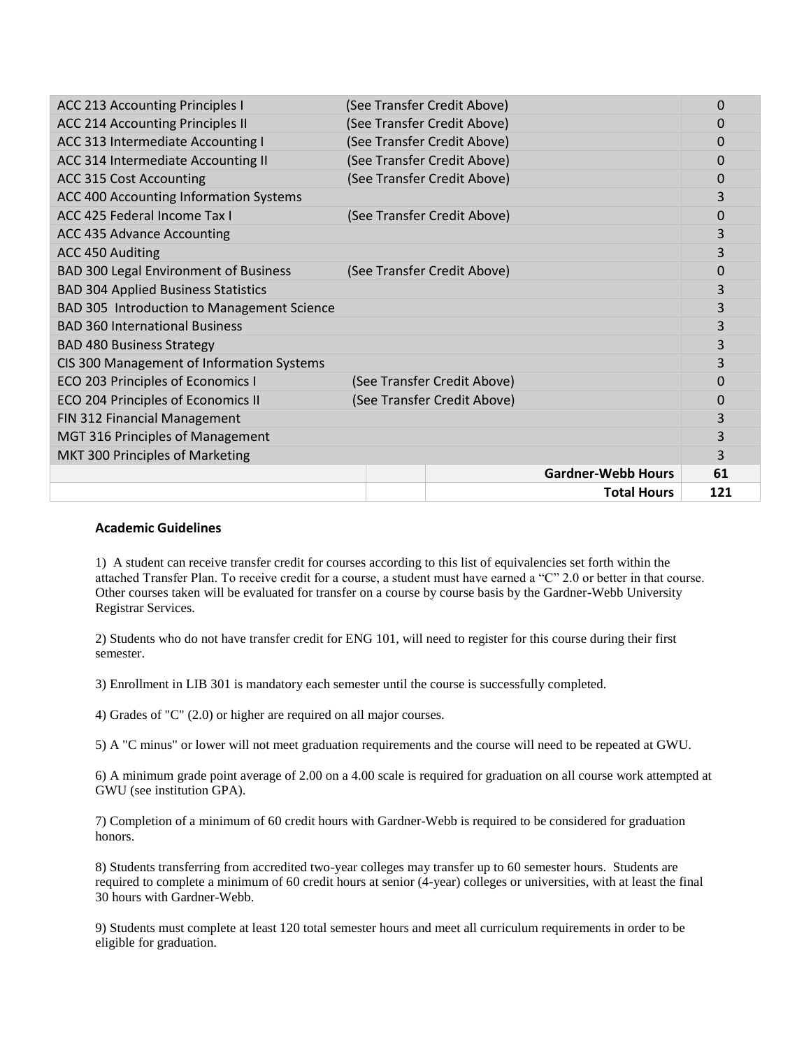| | | | |
|---|---|---|---|
| ACC 213 Accounting Principles I | (See Transfer Credit Above) | | 0 |
| ACC 214 Accounting Principles II | (See Transfer Credit Above) | | 0 |
| ACC 313 Intermediate Accounting I | (See Transfer Credit Above) | | 0 |
| ACC 314 Intermediate Accounting II | (See Transfer Credit Above) | | 0 |
| ACC 315 Cost Accounting | (See Transfer Credit Above) | | 0 |
| ACC 400 Accounting Information Systems | | | 3 |
| ACC 425 Federal Income Tax I | (See Transfer Credit Above) | | 0 |
| ACC 435 Advance Accounting | | | 3 |
| ACC 450 Auditing | | | 3 |
| BAD 300 Legal Environment of Business | (See Transfer Credit Above) | | 0 |
| BAD 304 Applied Business Statistics | | | 3 |
| BAD 305 Introduction to Management Science | | | 3 |
| BAD 360 International Business | | | 3 |
| BAD 480 Business Strategy | | | 3 |
| CIS 300 Management of Information Systems | | | 3 |
| ECO 203 Principles of Economics I | (See Transfer Credit Above) | | 0 |
| ECO 204 Principles of Economics II | (See Transfer Credit Above) | | 0 |
| FIN 312 Financial Management | | | 3 |
| MGT 316 Principles of Management | | | 3 |
| MKT 300 Principles of Marketing | | | 3 |
| | | **Gardner-Webb Hours** | **61** |
| | | **Total Hours** | **121** |

**Academic Guidelines**

1) A student can receive transfer credit for courses according to this list of equivalencies set forth within the attached Transfer Plan. To receive credit for a course, a student must have earned a "C" 2.0 or better in that course. Other courses taken will be evaluated for transfer on a course by course basis by the Gardner-Webb University Registrar Services.

2) Students who do not have transfer credit for ENG 101, will need to register for this course during their first semester.

3) Enrollment in LIB 301 is mandatory each semester until the course is successfully completed.

4) Grades of "C" (2.0) or higher are required on all major courses.

5) A "C minus" or lower will not meet graduation requirements and the course will need to be repeated at GWU.

6) A minimum grade point average of 2.00 on a 4.00 scale is required for graduation on all course work attempted at GWU (see institution GPA).

7) Completion of a minimum of 60 credit hours with Gardner-Webb is required to be considered for graduation honors.

8) Students transferring from accredited two-year colleges may transfer up to 60 semester hours. Students are required to complete a minimum of 60 credit hours at senior (4-year) colleges or universities, with at least the final 30 hours with Gardner-Webb.

9) Students must complete at least 120 total semester hours and meet all curriculum requirements in order to be eligible for graduation.